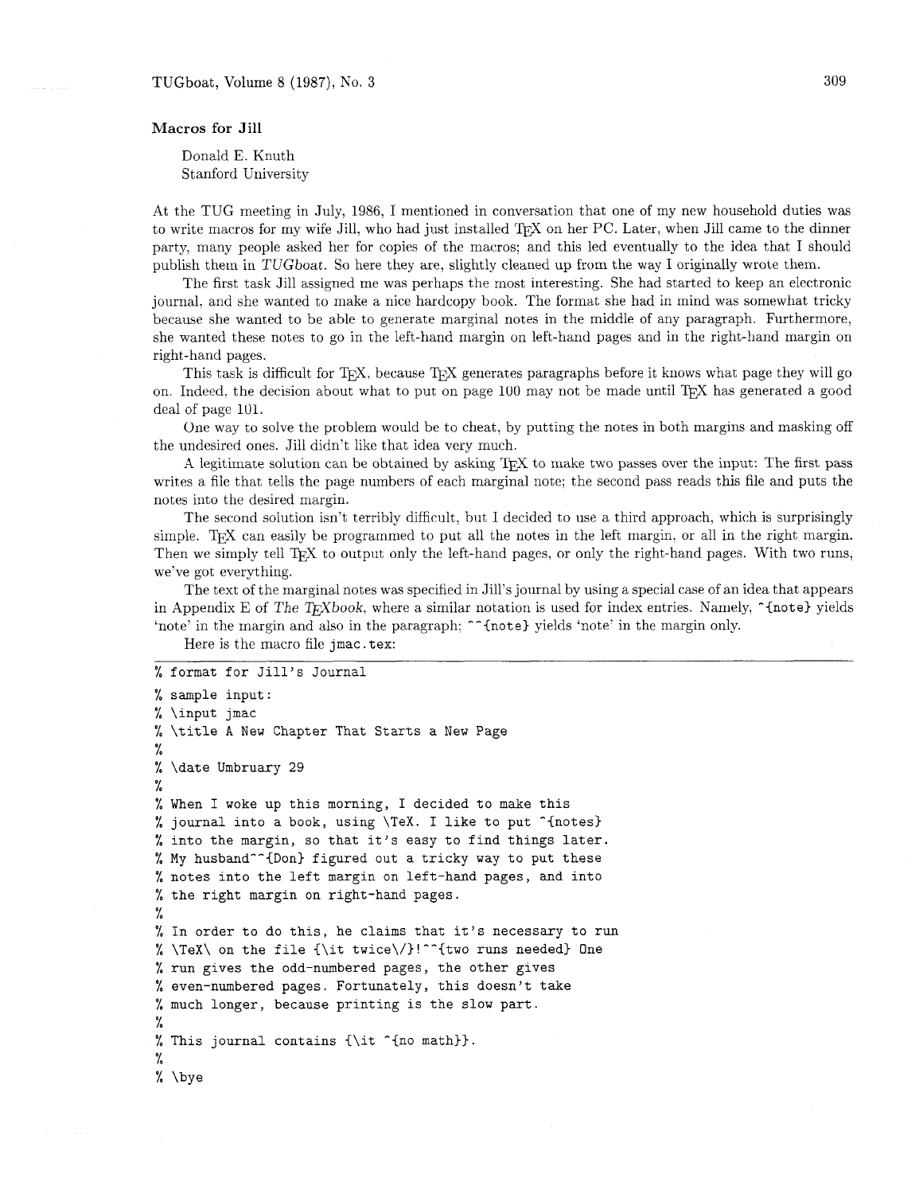## Macros for Jill

Donald E. Knuth
Stanford University

At the TUG meeting in July, 1986, I mentioned in conversation that one of my new household duties was to write macros for my wife Jill, who had just installed TEX on her PC. Later, when Jill came to the dinner party, many people asked her for copies of the macros; and this led eventually to the idea that I should publish them in *TUGboat*. So here they are, slightly cleaned up from the way I originally wrote them.

The first task Jill assigned me was perhaps the most interesting. She had started to keep an electronic journal, and she wanted to make a nice hardcopy book. The format she had in mind was somewhat tricky because she wanted to be able to generate marginal notes in the middle of any paragraph. Furthermore, she wanted these notes to go in the left-hand margin on left-hand pages and in the right-hand margin on right-hand pages.

This task is difficult for TEX, because TEX generates paragraphs before it knows what page they will go on. Indeed, the decision about what to put on page 100 may not be made until TEX has generated a good deal of page 101.

One way to solve the problem would be to cheat, by putting the notes in both margins and masking off the undesired ones. Jill didn't like that idea very much.

A legitimate solution can be obtained by asking TEX to make two passes over the input: The first pass writes a file that tells the page numbers of each marginal note; the second pass reads this file and puts the notes into the desired margin.

The second solution isn't terribly difficult, but I decided to use a third approach, which is surprisingly simple. TEX can easily be programmed to put all the notes in the left margin, or all in the right margin. Then we simply tell TEX to output only the left-hand pages, or only the right-hand pages. With two runs, we've got everything.

The text of the marginal notes was specified in Jill's journal by using a special case of an idea that appears in Appendix E of *The TEXbook*, where a similar notation is used for index entries. Namely, `^{note}` yields 'note' in the margin and also in the paragraph; `^^{note}` yields 'note' in the margin only.

Here is the macro file `jmac.tex`:

```
% format for Jill's Journal
% sample input:
% \input jmac
% \title A New Chapter That Starts a New Page
%
% \date Umbruary 29
%
% When I woke up this morning, I decided to make this
% journal into a book, using \TeX. I like to put ^{notes}
% into the margin, so that it's easy to find things later.
% My husband^^{Don} figured out a tricky way to put these
% notes into the left margin on left-hand pages, and into
% the right margin on right-hand pages.
%
% In order to do this, he claims that it's necessary to run
% \TeX\ on the file {\it twice\/}!^^{two runs needed} One
% run gives the odd-numbered pages, the other gives
% even-numbered pages. Fortunately, this doesn't take
% much longer, because printing is the slow part.
%
% This journal contains {\it ^{no math}}.
%
% \bye
```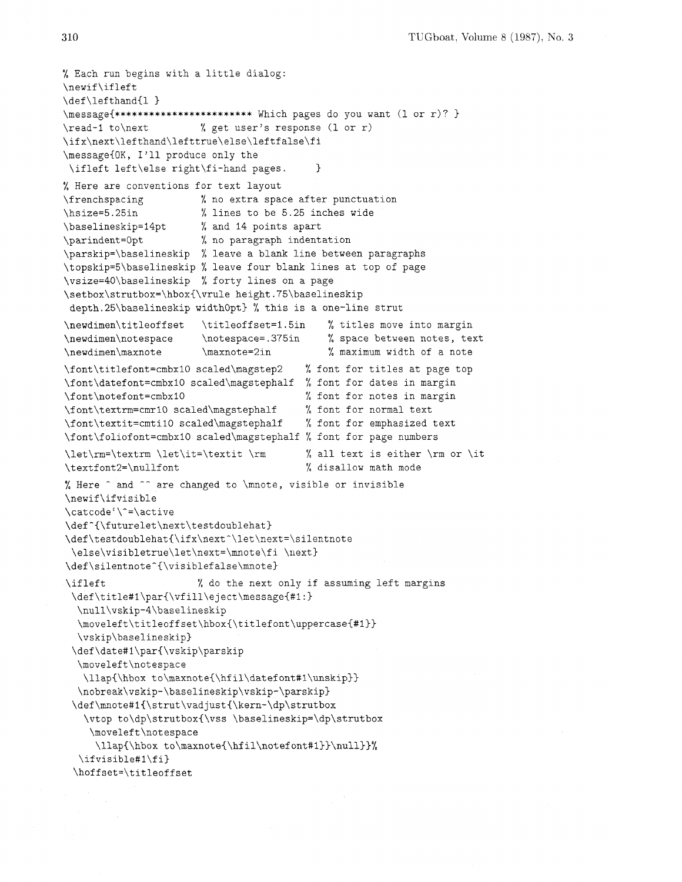```
% Each run begins with a little dialog:
\newif\ifleft
\def\lefthand{l }
\message{************************ Which pages do you want (l or r)? }
\read-1 to\next        % get user's response (l or r)
\ifx\next\lefthand\lefttrue\else\leftfalse\fi
\message{OK, I'll produce only the
 \ifleft left\else right\fi-hand pages.      }
% Here are conventions for text layout
\frenchspacing         % no extra space after punctuation
\hsize=5.25in          % lines to be 5.25 inches wide
\baselineskip=14pt     % and 14 points apart
\parindent=0pt         % no paragraph indentation
\parskip=\baselineskip % leave a blank line between paragraphs
\topskip=5\baselineskip % leave four blank lines at top of page
\vsize=40\baselineskip % forty lines on a page
\setbox\strutbox=\hbox{\vrule height.75\baselineskip
 depth.25\baselineskip width0pt} % this is a one-line strut
\newdimen\titleoffset   \titleoffset=1.5in    % titles move into margin
\newdimen\notespace     \notespace=.375in     % space between notes, text
\newdimen\maxnote       \maxnote=2in          % maximum width of a note
\font\titlefont=cmbx10 scaled\magstep2    % font for titles at page top
\font\datefont=cmbx10 scaled\magstephalf  % font for dates in margin
\font\notefont=cmbx10                     % font for notes in margin
\font\textrm=cmr10 scaled\magstephalf     % font for normal text
\font\textit=cmti10 scaled\magstephalf    % font for emphasized text
\font\foliofont=cmbx10 scaled\magstephalf % font for page numbers
\let\rm=\textrm \let\it=\textit \rm       % all text is either \rm or \it
\textfont2=\nullfont                      % disallow math mode
% Here ^ and ^^ are changed to \mnote, visible or invisible
\newif\ifvisible
\catcode`\^=\active
\def^{\futurelet\next\testdoublehat}
\def\testdoublehat{\ifx\next^\let\next=\silentnote
 \else\visibletrue\let\next=\mnote\fi \next}
\def\silentnote^{\visiblefalse\mnote}
\ifleft               % do the next only if assuming left margins
 \def\title#1\par{\vfill\eject\message{#1:}
  \null\vskip-4\baselineskip
  \moveleft\titleoffset\hbox{\titlefont\uppercase{#1}}
  \vskip\baselineskip}
 \def\date#1\par{\vskip\parskip
  \moveleft\notespace
   \llap{\hbox to\maxnote{\hfil\datefont#1\unskip}}
  \nobreak\vskip-\baselineskip\vskip-\parskip}
 \def\mnote#1{\strut\vadjust{\kern-\dp\strutbox
   \vtop to\dp\strutbox{\vss \baselineskip=\dp\strutbox
    \moveleft\notespace
     \llap{\hbox to\maxnote{\hfil\notefont#1}}\null}}%
  \ifvisible#1\fi}
 \hoffset=\titleoffset
```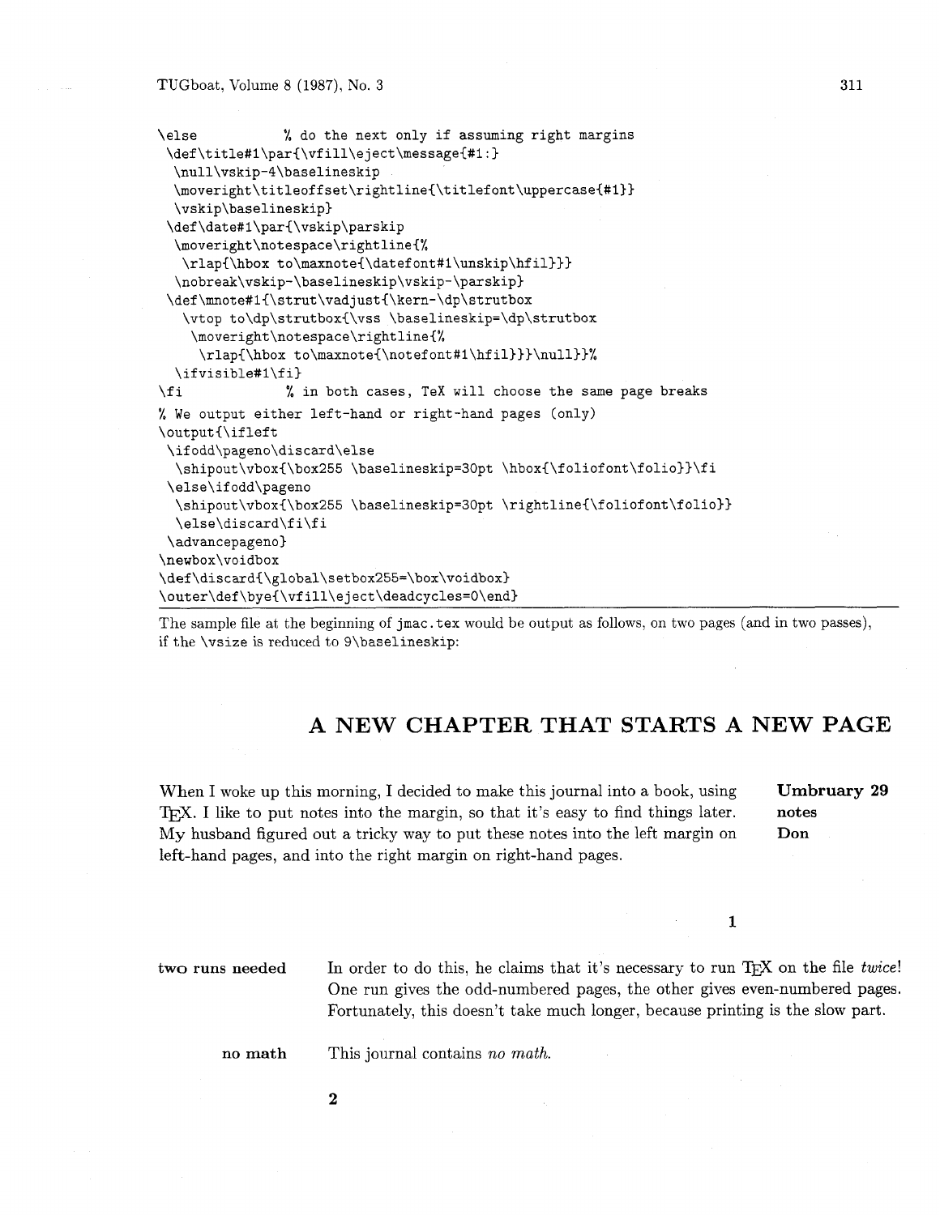```
\else          % do the next only if assuming right margins
 \def\title#1\par{\vfill\eject\message{#1:}
  \null\vskip-4\baselineskip
  \moveright\titleoffset\rightline{\titlefont\uppercase{#1}}
  \vskip\baselineskip}
 \def\date#1\par{\vskip\parskip
  \moveright\notespace\rightline{%
   \rlap{\hbox to\maxnote{\datefont#1\unskip\hfil}}}
  \nobreak\vskip-\baselineskip\vskip-\parskip}
 \def\mnote#1{\strut\vadjust{\kern-\dp\strutbox
   \vtop to\dp\strutbox{\vss \baselineskip=\dp\strutbox
    \moveright\notespace\rightline{%
     \rlap{\hbox to\maxnote{\notefont#1\hfil}}}\null}}%
  \ifvisible#1\fi}
\fi            % in both cases, TeX will choose the same page breaks
% We output either left-hand or right-hand pages (only)
\output{\ifleft
 \ifodd\pageno\discard\else
  \shipout\vbox{\box255 \baselineskip=30pt \hbox{\foliofont\folio}}\fi
 \else\ifodd\pageno
  \shipout\vbox{\box255 \baselineskip=30pt \rightline{\foliofont\folio}}
  \else\discard\fi\fi
 \advancepageno}
\newbox\voidbox
\def\discard{\global\setbox255=\box\voidbox}
\outer\def\bye{\vfill\eject\deadcycles=0\end}
```

The sample file at the beginning of `jmac.tex` would be output as follows, on two pages (and in two passes), if the `\vsize` is reduced to `9\baselineskip`:

---

**A NEW CHAPTER THAT STARTS A NEW PAGE**

When I woke up this morning, I decided to make this journal into a book, using TeX. I like to put notes into the margin, so that it's easy to find things later. My husband figured out a tricky way to put these notes into the left margin on left-hand pages, and into the right margin on right-hand pages. &nbsp;&nbsp;&nbsp; **Umbruary 29** / **notes** / **Don**

**1**

---

**two runs needed** &nbsp;&nbsp;&nbsp; In order to do this, he claims that it's necessary to run TeX on the file *twice*! One run gives the odd-numbered pages, the other gives even-numbered pages. Fortunately, this doesn't take much longer, because printing is the slow part.

**no math** &nbsp;&nbsp;&nbsp; This journal contains *no math.*

**2**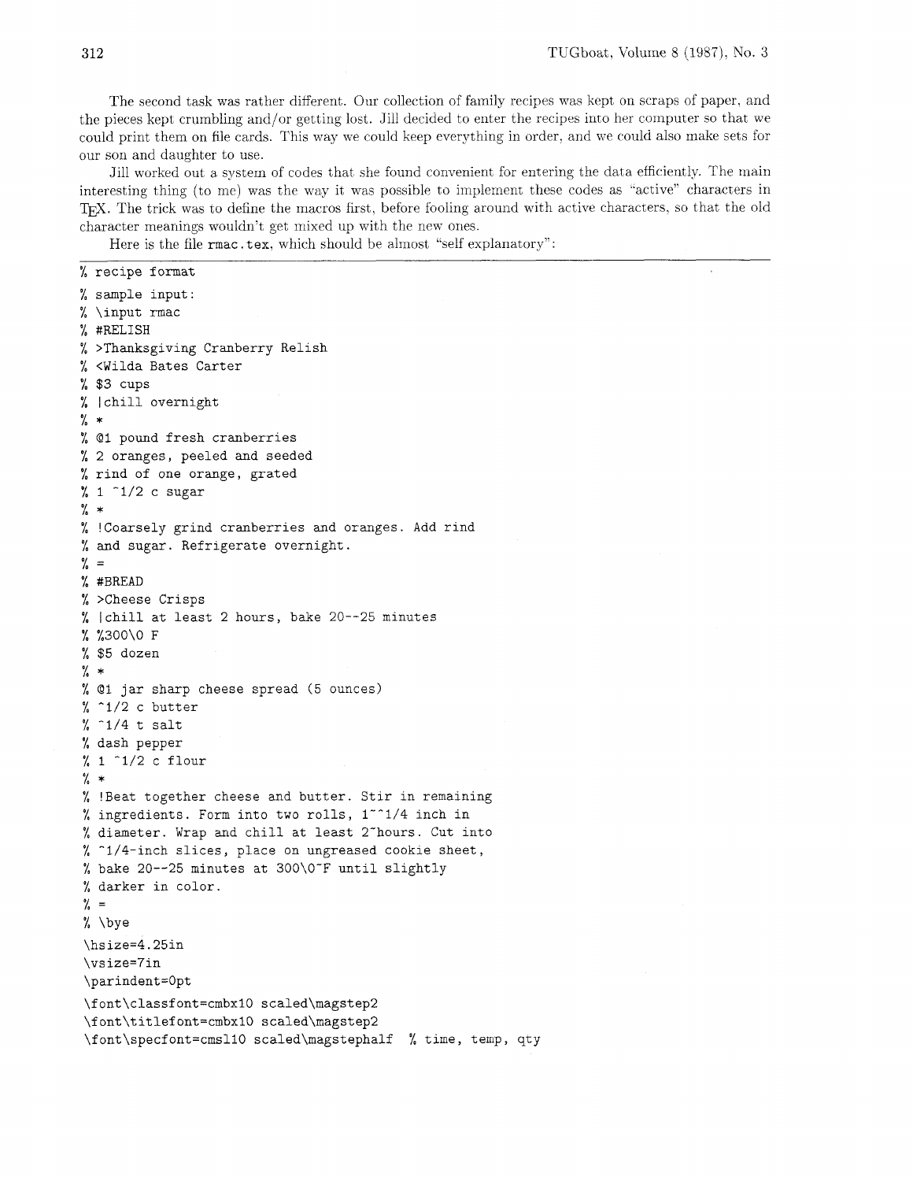The second task was rather different. Our collection of family recipes was kept on scraps of paper, and the pieces kept crumbling and/or getting lost. Jill decided to enter the recipes into her computer so that we could print them on file cards. This way we could keep everything in order, and we could also make sets for our son and daughter to use.

Jill worked out a system of codes that she found convenient for entering the data efficiently. The main interesting thing (to me) was the way it was possible to implement these codes as "active" characters in TeX. The trick was to define the macros first, before fooling around with active characters, so that the old character meanings wouldn't get mixed up with the new ones.

Here is the file `rmac.tex`, which should be almost "self explanatory":

```
% recipe format
% sample input:
% \input rmac
% #RELISH
% >Thanksgiving Cranberry Relish
% <Wilda Bates Carter
% $3 cups
% |chill overnight
% *
% @1 pound fresh cranberries
% 2 oranges, peeled and seeded
% rind of one orange, grated
% 1 ~1/2 c sugar
% *
% !Coarsely grind cranberries and oranges. Add rind
% and sugar. Refrigerate overnight.
% =
% #BREAD
% >Cheese Crisps
% |chill at least 2 hours, bake 20--25 minutes
% %300\0 F
% $5 dozen
% *
% @1 jar sharp cheese spread (5 ounces)
% ~1/2 c butter
% ~1/4 t salt
% dash pepper
% 1 ~1/2 c flour
% *
% !Beat together cheese and butter. Stir in remaining
% ingredients. Form into two rolls, 1~~1/4 inch in
% diameter. Wrap and chill at least 2~hours. Cut into
% ~1/4-inch slices, place on ungreased cookie sheet,
% bake 20--25 minutes at 300\0~F until slightly
% darker in color.
% =
% \bye
\hsize=4.25in
\vsize=7in
\parindent=0pt
\font\classfont=cmbx10 scaled\magstep2
\font\titlefont=cmbx10 scaled\magstep2
\font\specfont=cmsl10 scaled\magstephalf  % time, temp, qty
```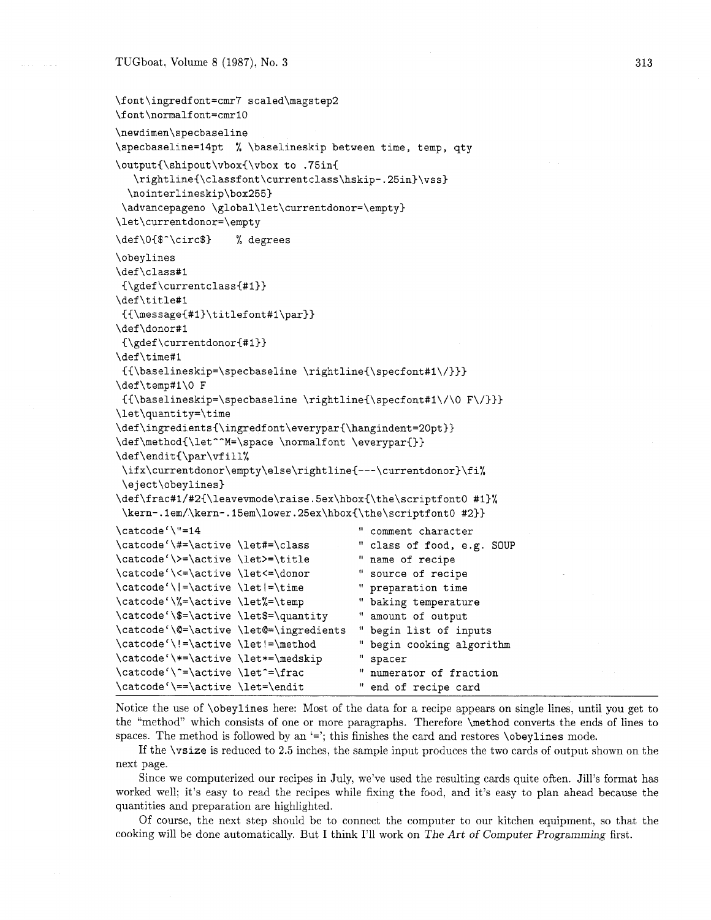```
\font\ingredfont=cmr7 scaled\magstep2
\font\normalfont=cmr10

\newdimen\specbaseline
\specbaseline=14pt  % \baselineskip between time, temp, qty

\output{\shipout\vbox{\vbox to .75in{
   \rightline{\classfont\currentclass\hskip-.25in}\vss}
  \nointerlineskip\box255}
 \advancepageno \global\let\currentdonor=\empty}
\let\currentdonor=\empty

\def\0{$^\circ$}    % degrees

\obeylines
\def\class#1
 {\gdef\currentclass{#1}}
\def\title#1
 {{\message{#1}\titlefont#1\par}}
\def\donor#1
 {\gdef\currentdonor{#1}}
\def\time#1
 {{\baselineskip=\specbaseline \rightline{\specfont#1\/}}}
\def\temp#1\0 F
 {{\baselineskip=\specbaseline \rightline{\specfont#1\/\0 F\/}}}
\let\quantity=\time
\def\ingredients{\ingredfont\everypar{\hangindent=20pt}}
\def\method{\let^^M=\space \normalfont \everypar{}}
\def\endit{\par\vfill%
 \ifx\currentdonor\empty\else\rightline{---\currentdonor}\fi%
 \eject\obeylines}
\def\frac#1/#2{\leavevmode\raise.5ex\hbox{\the\scriptfont0 #1}%
 \kern-.1em/\kern-.15em\lower.25ex\hbox{\the\scriptfont0 #2}}
\catcode`\"=14                           " comment character
\catcode`\#=\active \let#=\class         " class of food, e.g. SOUP
\catcode`\>=\active \let>=\title         " name of recipe
\catcode`\<=\active \let<=\donor         " source of recipe
\catcode`\|=\active \let|=\time          " preparation time
\catcode`\%=\active \let%=\temp          " baking temperature
\catcode`\$=\active \let$=\quantity      " amount of output
\catcode`\@=\active \let@=\ingredients   " begin list of inputs
\catcode`\!=\active \let!=\method        " begin cooking algorithm
\catcode`\*=\active \let*=\medskip       " spacer
\catcode`\^=\active \let^=\frac          " numerator of fraction
\catcode`\==\active \let==\endit         " end of recipe card
```

Notice the use of `\obeylines` here: Most of the data for a recipe appears on single lines, until you get to the "method" which consists of one or more paragraphs. Therefore `\method` converts the ends of lines to spaces. The method is followed by an '='; this finishes the card and restores `\obeylines` mode.

If the `\vsize` is reduced to 2.5 inches, the sample input produces the two cards of output shown on the next page.

Since we computerized our recipes in July, we've used the resulting cards quite often. Jill's format has worked well; it's easy to read the recipes while fixing the food, and it's easy to plan ahead because the quantities and preparation are highlighted.

Of course, the next step should be to connect the computer to our kitchen equipment, so that the cooking will be done automatically. But I think I'll work on *The Art of Computer Programming* first.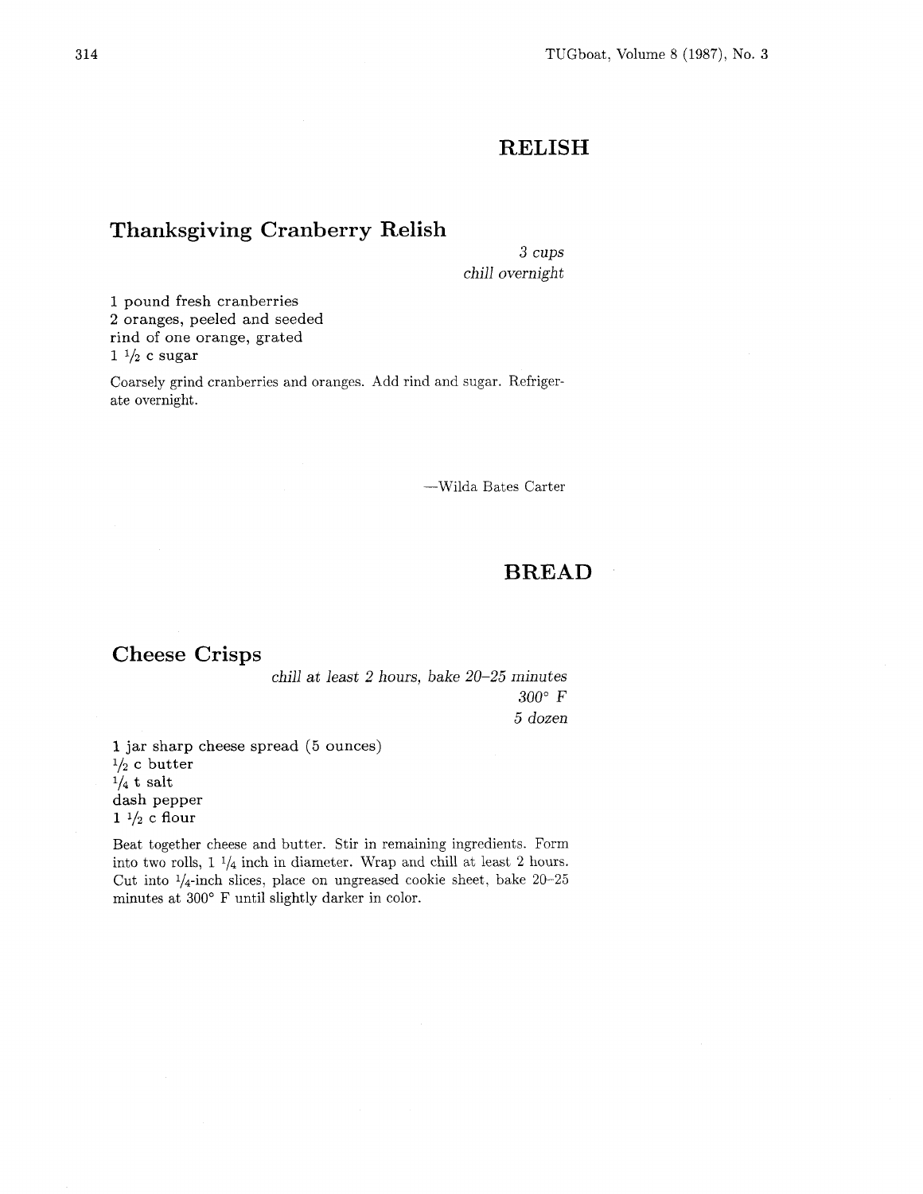# RELISH

## Thanksgiving Cranberry Relish

*3 cups*
*chill overnight*

1 pound fresh cranberries
2 oranges, peeled and seeded
rind of one orange, grated
1 1/2 c sugar

Coarsely grind cranberries and oranges. Add rind and sugar. Refrigerate overnight.

—Wilda Bates Carter

# BREAD

## Cheese Crisps

*chill at least 2 hours, bake 20–25 minutes*
*300° F*
*5 dozen*

1 jar sharp cheese spread (5 ounces)
1/2 c butter
1/4 t salt
dash pepper
1 1/2 c flour

Beat together cheese and butter. Stir in remaining ingredients. Form into two rolls, 1 1/4 inch in diameter. Wrap and chill at least 2 hours. Cut into 1/4-inch slices, place on ungreased cookie sheet, bake 20–25 minutes at 300° F until slightly darker in color.